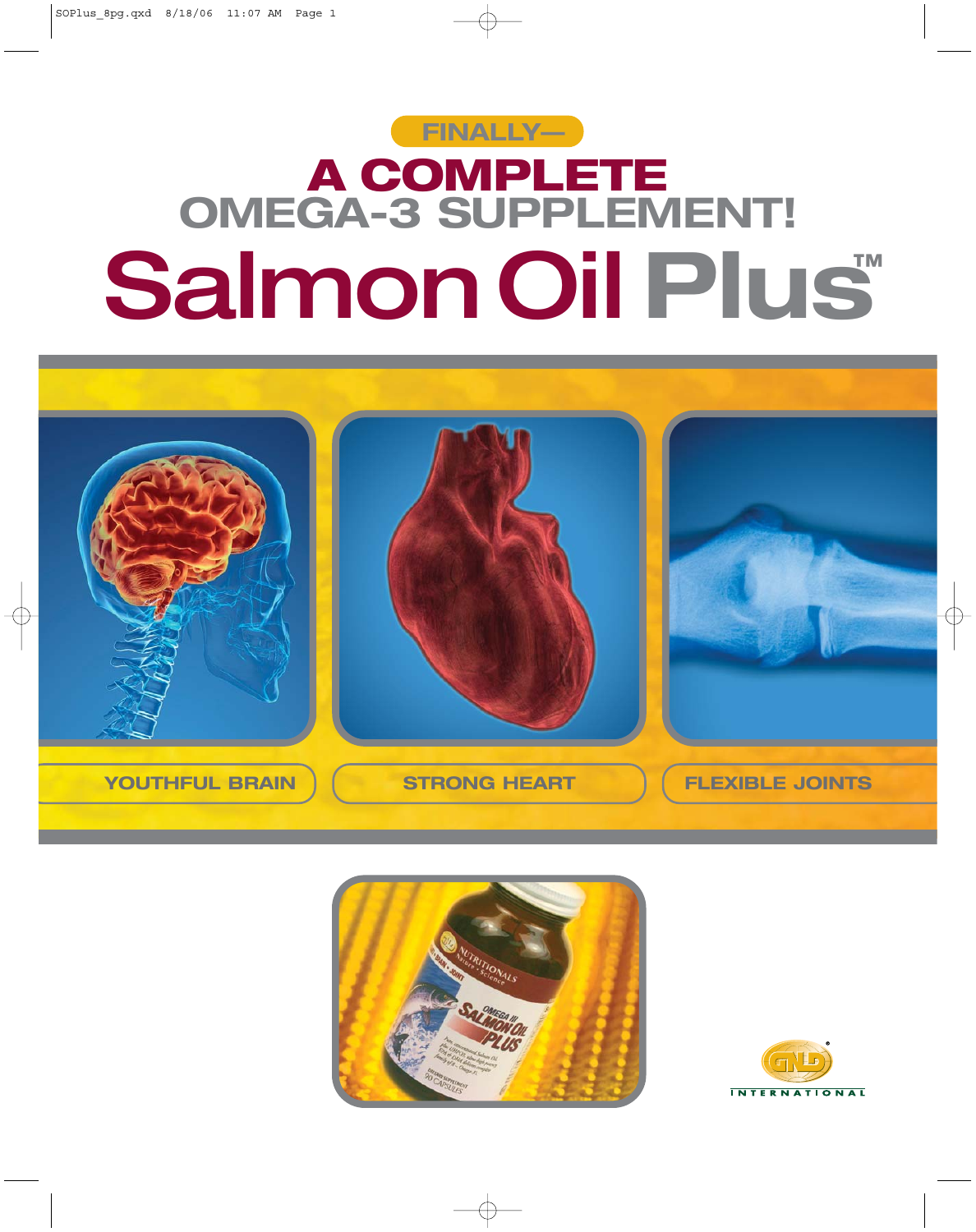FINALLY—

# A COMPLETE OMEGA-3 SUPPLEMENT!

# Salmon Oil Plus™

YOUTHFUL BRAIN

STRONG HEART

FLEXIBLE JOINTS

GNLD INTERNATIONAL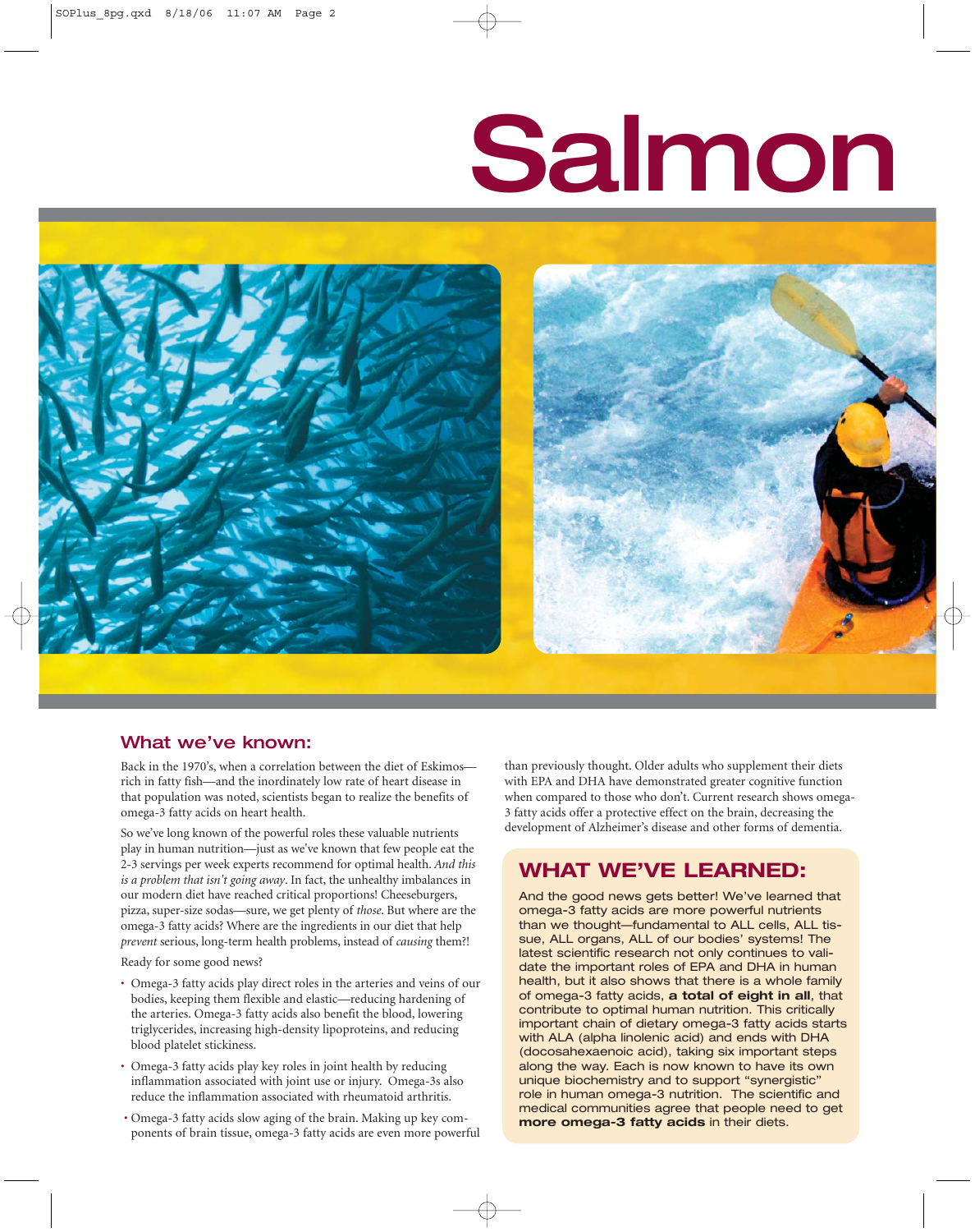# Salmon

## What we've known:

Back in the 1970's, when a correlation between the diet of Eskimos—rich in fatty fish—and the inordinately low rate of heart disease in that population was noted, scientists began to realize the benefits of omega-3 fatty acids on heart health.

So we've long known of the powerful roles these valuable nutrients play in human nutrition—just as we've known that few people eat the 2-3 servings per week experts recommend for optimal health. *And this is a problem that isn't going away*. In fact, the unhealthy imbalances in our modern diet have reached critical proportions! Cheeseburgers, pizza, super-size sodas—sure, we get plenty of *those*. But where are the omega-3 fatty acids? Where are the ingredients in our diet that help *prevent* serious, long-term health problems, instead of *causing* them?!

Ready for some good news?

- Omega-3 fatty acids play direct roles in the arteries and veins of our bodies, keeping them flexible and elastic—reducing hardening of the arteries. Omega-3 fatty acids also benefit the blood, lowering triglycerides, increasing high-density lipoproteins, and reducing blood platelet stickiness.
- Omega-3 fatty acids play key roles in joint health by reducing inflammation associated with joint use or injury. Omega-3s also reduce the inflammation associated with rheumatoid arthritis.
- Omega-3 fatty acids slow aging of the brain. Making up key components of brain tissue, omega-3 fatty acids are even more powerful than previously thought. Older adults who supplement their diets with EPA and DHA have demonstrated greater cognitive function when compared to those who don't. Current research shows omega-3 fatty acids offer a protective effect on the brain, decreasing the development of Alzheimer's disease and other forms of dementia.

## WHAT WE'VE LEARNED:

And the good news gets better! We've learned that omega-3 fatty acids are more powerful nutrients than we thought—fundamental to ALL cells, ALL tissue, ALL organs, ALL of our bodies' systems! The latest scientific research not only continues to validate the important roles of EPA and DHA in human health, but it also shows that there is a whole family of omega-3 fatty acids, **a total of eight in all**, that contribute to optimal human nutrition. This critically important chain of dietary omega-3 fatty acids starts with ALA (alpha linolenic acid) and ends with DHA (docosahexaenoic acid), taking six important steps along the way. Each is now known to have its own unique biochemistry and to support "synergistic" role in human omega-3 nutrition. The scientific and medical communities agree that people need to get **more omega-3 fatty acids** in their diets.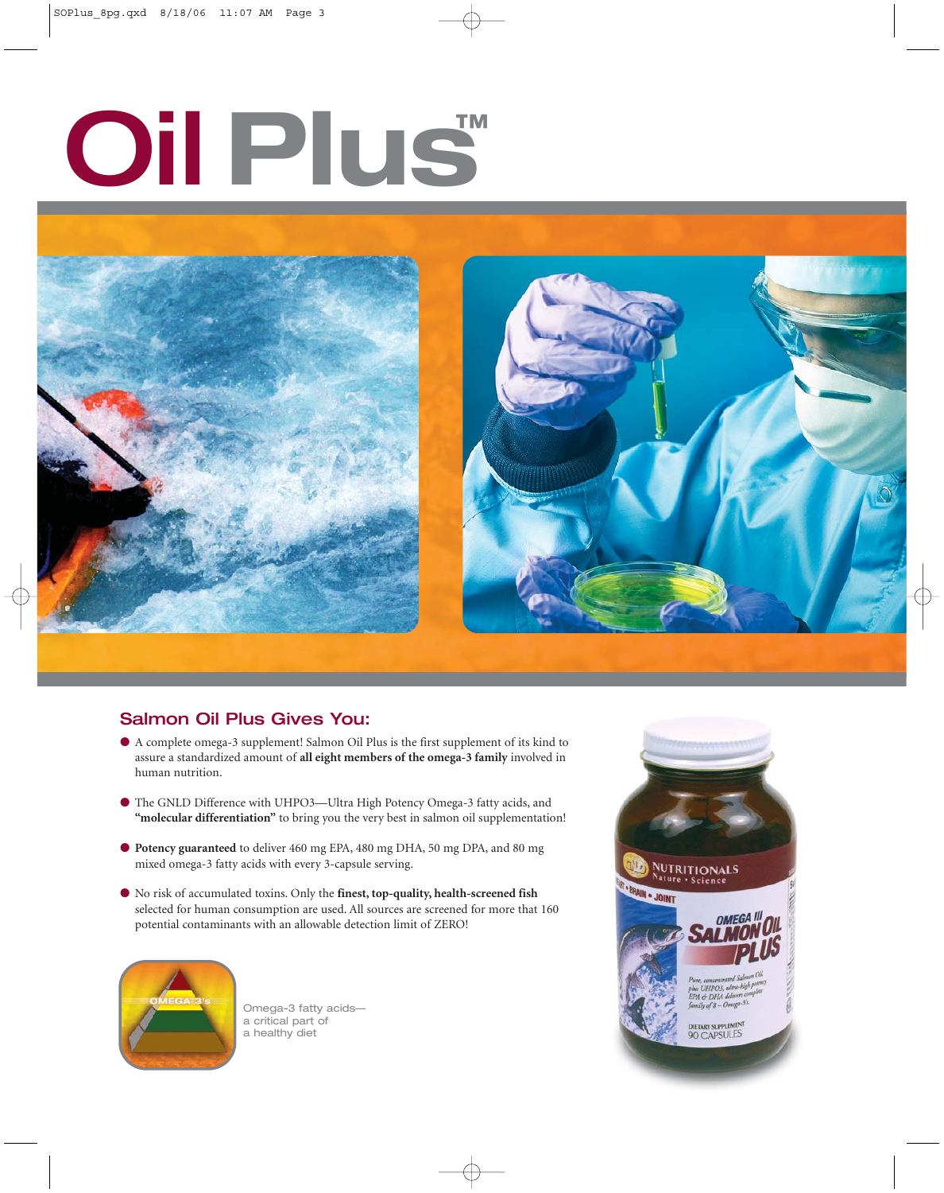# Oil Plus™

## Salmon Oil Plus Gives You:

- A complete omega-3 supplement! Salmon Oil Plus is the first supplement of its kind to assure a standardized amount of **all eight members of the omega-3 family** involved in human nutrition.
- The GNLD Difference with UHPO3—Ultra High Potency Omega-3 fatty acids, and **"molecular differentiation"** to bring you the very best in salmon oil supplementation!
- **Potency guaranteed** to deliver 460 mg EPA, 480 mg DHA, 50 mg DPA, and 80 mg mixed omega-3 fatty acids with every 3-capsule serving.
- No risk of accumulated toxins. Only the **finest, top-quality, health-screened fish** selected for human consumption are used. All sources are screened for more that 160 potential contaminants with an allowable detection limit of ZERO!

Omega-3 fatty acids—a critical part of a healthy diet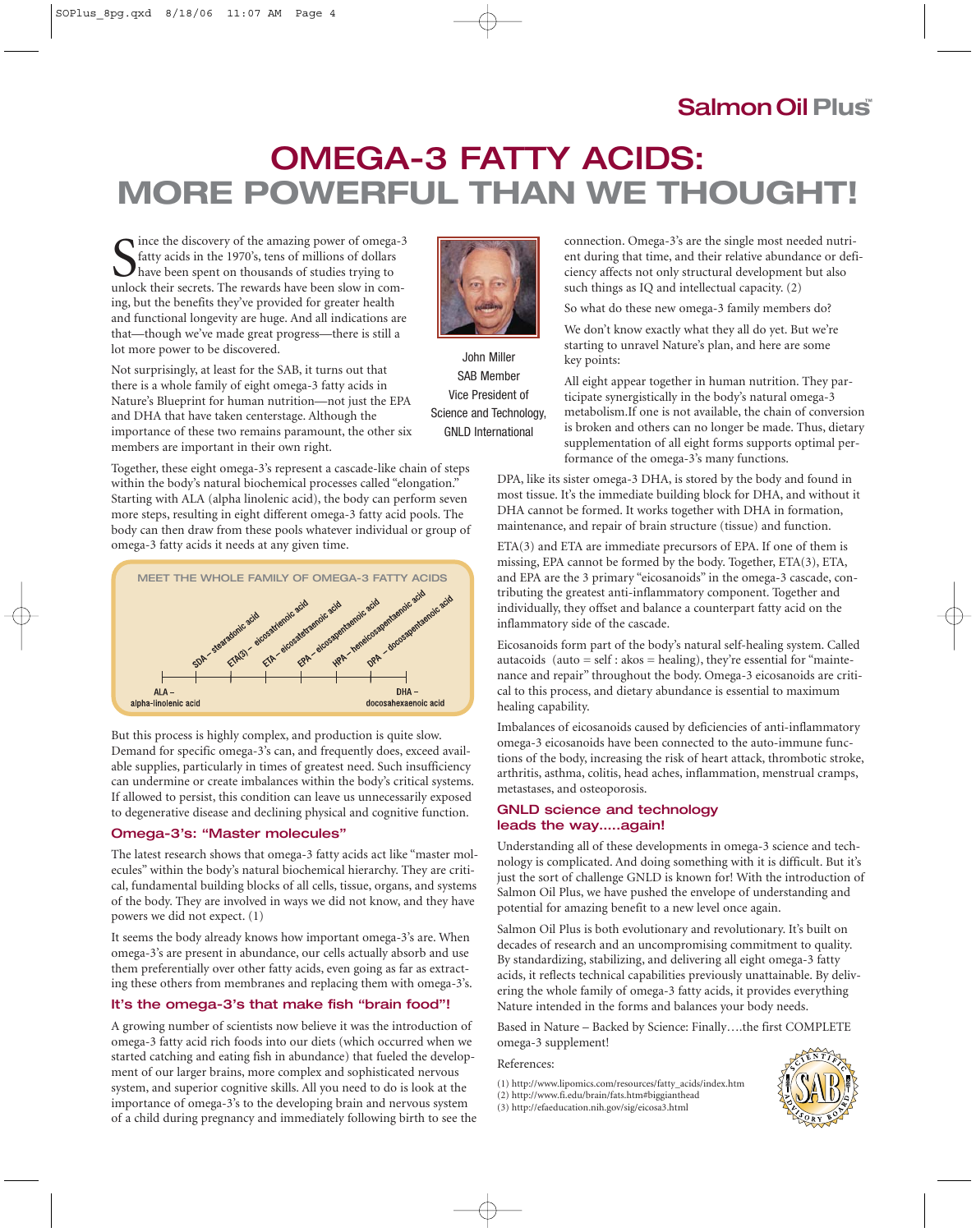Salmon Oil Plus™

# OMEGA-3 FATTY ACIDS: MORE POWERFUL THAN WE THOUGHT!

Since the discovery of the amazing power of omega-3 fatty acids in the 1970's, tens of millions of dollars have been spent on thousands of studies trying to unlock their secrets. The rewards have been slow in coming, but the benefits they've provided for greater health and functional longevity are huge. And all indications are that—though we've made great progress—there is still a lot more power to be discovered.

John Miller
SAB Member
Vice President of
Science and Technology,
GNLD International

Not surprisingly, at least for the SAB, it turns out that there is a whole family of eight omega-3 fatty acids in Nature's Blueprint for human nutrition—not just the EPA and DHA that have taken centerstage. Although the importance of these two remains paramount, the other six members are important in their own right.

Together, these eight omega-3's represent a cascade-like chain of steps within the body's natural biochemical processes called "elongation." Starting with ALA (alpha linolenic acid), the body can perform seven more steps, resulting in eight different omega-3 fatty acid pools. The body can then draw from these pools whatever individual or group of omega-3 fatty acids it needs at any given time.

**MEET THE WHOLE FAMILY OF OMEGA-3 FATTY ACIDS**

ALA – alpha-linolenic acid → SDA – stearadonic acid → ETA(3) – eicosatrienoic acid → ETA – eicosatetraenoic acid → EPA – eicosapentaenoic acid → HPA – heneicosapentaenoic acid → DPA – docosapentaenoic acid → DHA – docosahexaenoic acid

But this process is highly complex, and production is quite slow. Demand for specific omega-3's can, and frequently does, exceed available supplies, particularly in times of greatest need. Such insufficiency can undermine or create imbalances within the body's critical systems. If allowed to persist, this condition can leave us unnecessarily exposed to degenerative disease and declining physical and cognitive function.

## Omega-3's: "Master molecules"

The latest research shows that omega-3 fatty acids act like "master molecules" within the body's natural biochemical hierarchy. They are critical, fundamental building blocks of all cells, tissue, organs, and systems of the body. They are involved in ways we did not know, and they have powers we did not expect. (1)

It seems the body already knows how important omega-3's are. When omega-3's are present in abundance, our cells actually absorb and use them preferentially over other fatty acids, even going as far as extracting these others from membranes and replacing them with omega-3's.

## It's the omega-3's that make fish "brain food"!

A growing number of scientists now believe it was the introduction of omega-3 fatty acid rich foods into our diets (which occurred when we started catching and eating fish in abundance) that fueled the development of our larger brains, more complex and sophisticated nervous system, and superior cognitive skills. All you need to do is look at the importance of omega-3's to the developing brain and nervous system of a child during pregnancy and immediately following birth to see the connection. Omega-3's are the single most needed nutrient during that time, and their relative abundance or deficiency affects not only structural development but also such things as IQ and intellectual capacity. (2)

So what do these new omega-3 family members do?

We don't know exactly what they all do yet. But we're starting to unravel Nature's plan, and here are some key points:

All eight appear together in human nutrition. They participate synergistically in the body's natural omega-3 metabolism.If one is not available, the chain of conversion is broken and others can no longer be made. Thus, dietary supplementation of all eight forms supports optimal performance of the omega-3's many functions.

DPA, like its sister omega-3 DHA, is stored by the body and found in most tissue. It's the immediate building block for DHA, and without it DHA cannot be formed. It works together with DHA in formation, maintenance, and repair of brain structure (tissue) and function.

ETA(3) and ETA are immediate precursors of EPA. If one of them is missing, EPA cannot be formed by the body. Together, ETA(3), ETA, and EPA are the 3 primary "eicosanoids" in the omega-3 cascade, contributing the greatest anti-inflammatory component. Together and individually, they offset and balance a counterpart fatty acid on the inflammatory side of the cascade.

Eicosanoids form part of the body's natural self-healing system. Called autacoids (auto = self : akos = healing), they're essential for "maintenance and repair" throughout the body. Omega-3 eicosanoids are critical to this process, and dietary abundance is essential to maximum healing capability.

Imbalances of eicosanoids caused by deficiencies of anti-inflammatory omega-3 eicosanoids have been connected to the auto-immune functions of the body, increasing the risk of heart attack, thrombotic stroke, arthritis, asthma, colitis, head aches, inflammation, menstrual cramps, metastases, and osteoporosis.

## GNLD science and technology leads the way.....again!

Understanding all of these developments in omega-3 science and technology is complicated. And doing something with it is difficult. But it's just the sort of challenge GNLD is known for! With the introduction of Salmon Oil Plus, we have pushed the envelope of understanding and potential for amazing benefit to a new level once again.

Salmon Oil Plus is both evolutionary and revolutionary. It's built on decades of research and an uncompromising commitment to quality. By standardizing, stabilizing, and delivering all eight omega-3 fatty acids, it reflects technical capabilities previously unattainable. By delivering the whole family of omega-3 fatty acids, it provides everything Nature intended in the forms and balances your body needs.

Based in Nature – Backed by Science: Finally….the first COMPLETE omega-3 supplement!

References:

(1) http://www.lipomics.com/resources/fatty_acids/index.htm
(2) http://www.fi.edu/brain/fats.htm#biggianthead
(3) http://efaeducation.nih.gov/sig/eicosa3.html

SCIENTIFIC ADVISORY BOARD — SAB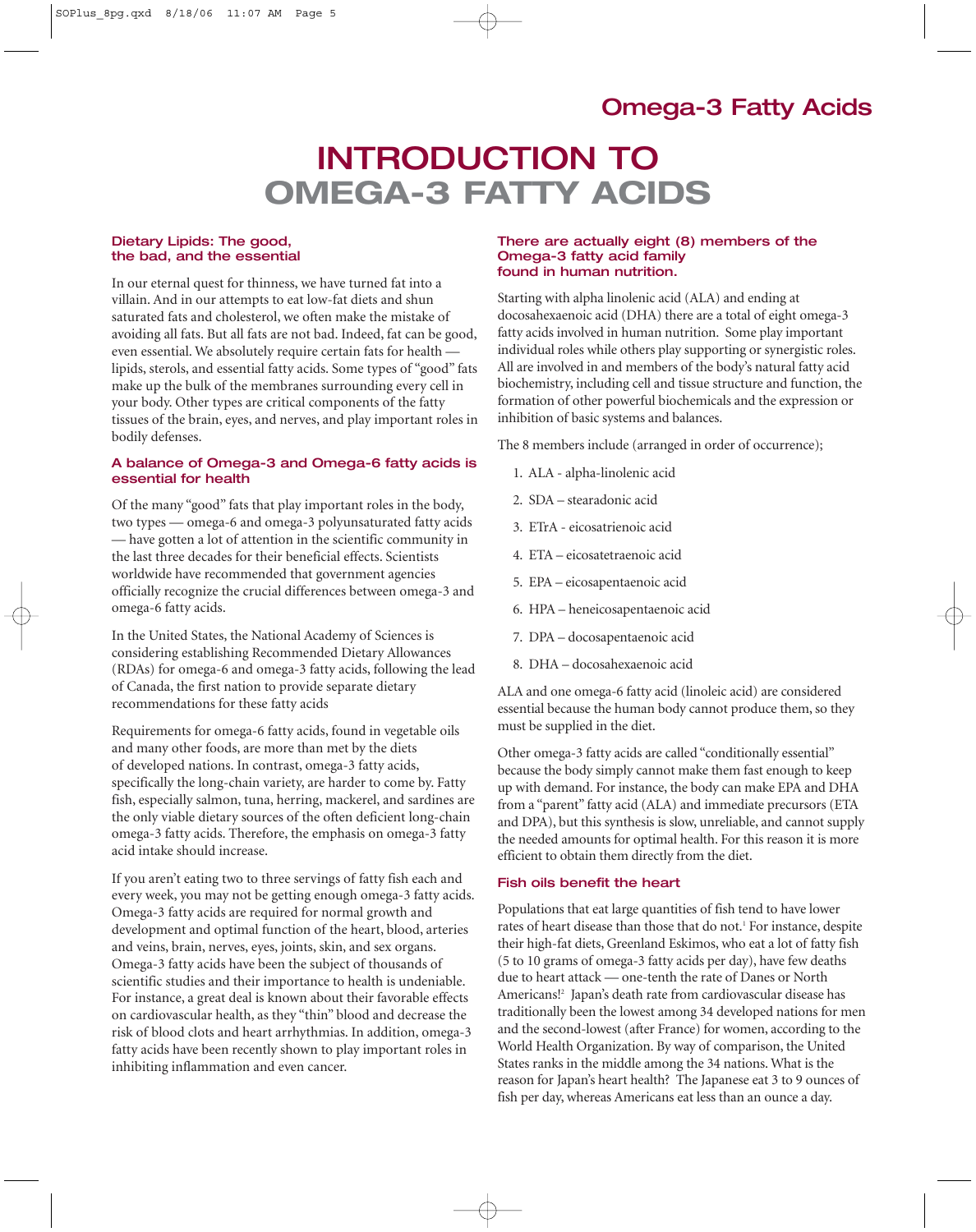# INTRODUCTION TO OMEGA-3 FATTY ACIDS

### Dietary Lipids: The good, the bad, and the essential

In our eternal quest for thinness, we have turned fat into a villain. And in our attempts to eat low-fat diets and shun saturated fats and cholesterol, we often make the mistake of avoiding all fats. But all fats are not bad. Indeed, fat can be good, even essential. We absolutely require certain fats for health — lipids, sterols, and essential fatty acids. Some types of "good" fats make up the bulk of the membranes surrounding every cell in your body. Other types are critical components of the fatty tissues of the brain, eyes, and nerves, and play important roles in bodily defenses.

### A balance of Omega-3 and Omega-6 fatty acids is essential for health

Of the many "good" fats that play important roles in the body, two types — omega-6 and omega-3 polyunsaturated fatty acids — have gotten a lot of attention in the scientific community in the last three decades for their beneficial effects. Scientists worldwide have recommended that government agencies officially recognize the crucial differences between omega-3 and omega-6 fatty acids.

In the United States, the National Academy of Sciences is considering establishing Recommended Dietary Allowances (RDAs) for omega-6 and omega-3 fatty acids, following the lead of Canada, the first nation to provide separate dietary recommendations for these fatty acids

Requirements for omega-6 fatty acids, found in vegetable oils and many other foods, are more than met by the diets of developed nations. In contrast, omega-3 fatty acids, specifically the long-chain variety, are harder to come by. Fatty fish, especially salmon, tuna, herring, mackerel, and sardines are the only viable dietary sources of the often deficient long-chain omega-3 fatty acids. Therefore, the emphasis on omega-3 fatty acid intake should increase.

If you aren't eating two to three servings of fatty fish each and every week, you may not be getting enough omega-3 fatty acids. Omega-3 fatty acids are required for normal growth and development and optimal function of the heart, blood, arteries and veins, brain, nerves, eyes, joints, skin, and sex organs. Omega-3 fatty acids have been the subject of thousands of scientific studies and their importance to health is undeniable. For instance, a great deal is known about their favorable effects on cardiovascular health, as they "thin" blood and decrease the risk of blood clots and heart arrhythmias. In addition, omega-3 fatty acids have been recently shown to play important roles in inhibiting inflammation and even cancer.

### There are actually eight (8) members of the Omega-3 fatty acid family found in human nutrition.

Starting with alpha linolenic acid (ALA) and ending at docosahexaenoic acid (DHA) there are a total of eight omega-3 fatty acids involved in human nutrition. Some play important individual roles while others play supporting or synergistic roles. All are involved in and members of the body's natural fatty acid biochemistry, including cell and tissue structure and function, the formation of other powerful biochemicals and the expression or inhibition of basic systems and balances.

The 8 members include (arranged in order of occurrence);

1. ALA - alpha-linolenic acid
2. SDA – stearadonic acid
3. ETrA - eicosatrienoic acid
4. ETA – eicosatetraenoic acid
5. EPA – eicosapentaenoic acid
6. HPA – heneicosapentaenoic acid
7. DPA – docosapentaenoic acid
8. DHA – docosahexaenoic acid

ALA and one omega-6 fatty acid (linoleic acid) are considered essential because the human body cannot produce them, so they must be supplied in the diet.

Other omega-3 fatty acids are called "conditionally essential" because the body simply cannot make them fast enough to keep up with demand. For instance, the body can make EPA and DHA from a "parent" fatty acid (ALA) and immediate precursors (ETA and DPA), but this synthesis is slow, unreliable, and cannot supply the needed amounts for optimal health. For this reason it is more efficient to obtain them directly from the diet.

### Fish oils benefit the heart

Populations that eat large quantities of fish tend to have lower rates of heart disease than those that do not.[1] For instance, despite their high-fat diets, Greenland Eskimos, who eat a lot of fatty fish (5 to 10 grams of omega-3 fatty acids per day), have few deaths due to heart attack — one-tenth the rate of Danes or North Americans![2] Japan's death rate from cardiovascular disease has traditionally been the lowest among 34 developed nations for men and the second-lowest (after France) for women, according to the World Health Organization. By way of comparison, the United States ranks in the middle among the 34 nations. What is the reason for Japan's heart health? The Japanese eat 3 to 9 ounces of fish per day, whereas Americans eat less than an ounce a day.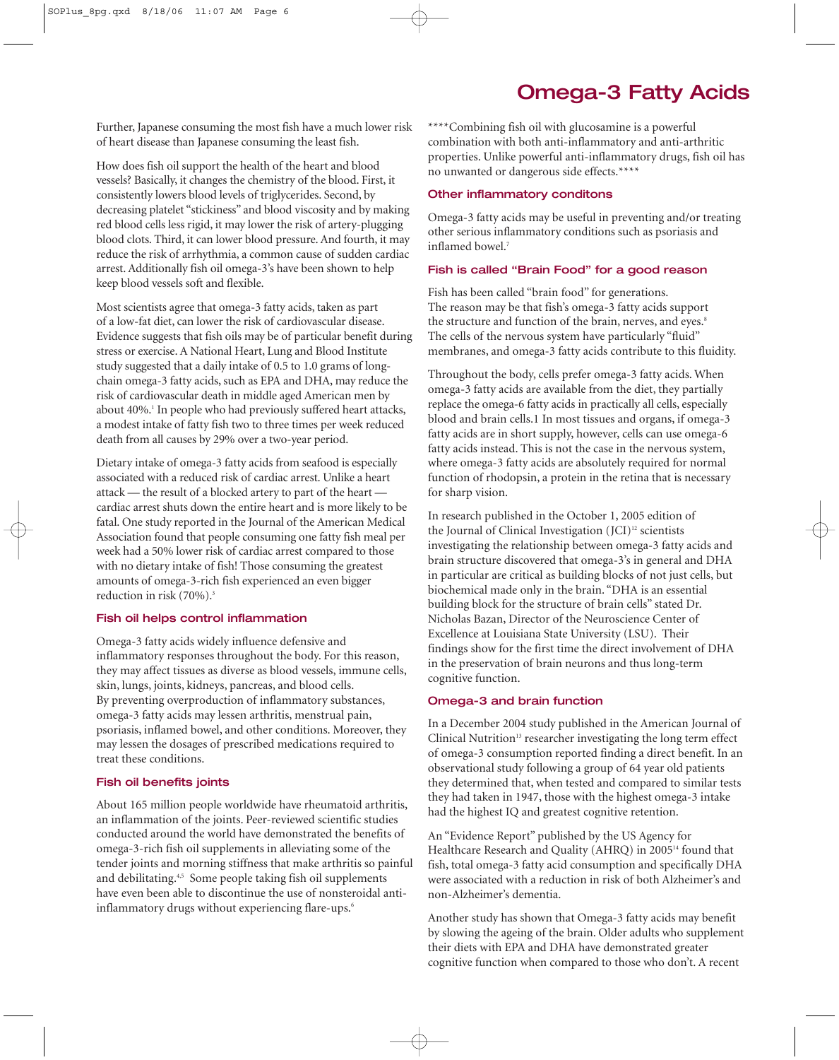# Omega-3 Fatty Acids

Further, Japanese consuming the most fish have a much lower risk of heart disease than Japanese consuming the least fish.

How does fish oil support the health of the heart and blood vessels? Basically, it changes the chemistry of the blood. First, it consistently lowers blood levels of triglycerides. Second, by decreasing platelet "stickiness" and blood viscosity and by making red blood cells less rigid, it may lower the risk of artery-plugging blood clots. Third, it can lower blood pressure. And fourth, it may reduce the risk of arrhythmia, a common cause of sudden cardiac arrest. Additionally fish oil omega-3's have been shown to help keep blood vessels soft and flexible.

Most scientists agree that omega-3 fatty acids, taken as part of a low-fat diet, can lower the risk of cardiovascular disease. Evidence suggests that fish oils may be of particular benefit during stress or exercise. A National Heart, Lung and Blood Institute study suggested that a daily intake of 0.5 to 1.0 grams of long-chain omega-3 fatty acids, such as EPA and DHA, may reduce the risk of cardiovascular death in middle aged American men by about 40%.[1] In people who had previously suffered heart attacks, a modest intake of fatty fish two to three times per week reduced death from all causes by 29% over a two-year period.

Dietary intake of omega-3 fatty acids from seafood is especially associated with a reduced risk of cardiac arrest. Unlike a heart attack — the result of a blocked artery to part of the heart — cardiac arrest shuts down the entire heart and is more likely to be fatal. One study reported in the Journal of the American Medical Association found that people consuming one fatty fish meal per week had a 50% lower risk of cardiac arrest compared to those with no dietary intake of fish! Those consuming the greatest amounts of omega-3-rich fish experienced an even bigger reduction in risk (70%).[3]

### Fish oil helps control inflammation

Omega-3 fatty acids widely influence defensive and inflammatory responses throughout the body. For this reason, they may affect tissues as diverse as blood vessels, immune cells, skin, lungs, joints, kidneys, pancreas, and blood cells. By preventing overproduction of inflammatory substances, omega-3 fatty acids may lessen arthritis, menstrual pain, psoriasis, inflamed bowel, and other conditions. Moreover, they may lessen the dosages of prescribed medications required to treat these conditions.

### Fish oil benefits joints

About 165 million people worldwide have rheumatoid arthritis, an inflammation of the joints. Peer-reviewed scientific studies conducted around the world have demonstrated the benefits of omega-3-rich fish oil supplements in alleviating some of the tender joints and morning stiffness that make arthritis so painful and debilitating.[4,5] Some people taking fish oil supplements have even been able to discontinue the use of nonsteroidal anti-inflammatory drugs without experiencing flare-ups.[6]

****Combining fish oil with glucosamine is a powerful combination with both anti-inflammatory and anti-arthritic properties. Unlike powerful anti-inflammatory drugs, fish oil has no unwanted or dangerous side effects.****

### Other inflammatory conditons

Omega-3 fatty acids may be useful in preventing and/or treating other serious inflammatory conditions such as psoriasis and inflamed bowel.[7]

### Fish is called "Brain Food" for a good reason

Fish has been called "brain food" for generations. The reason may be that fish's omega-3 fatty acids support the structure and function of the brain, nerves, and eyes.[8] The cells of the nervous system have particularly "fluid" membranes, and omega-3 fatty acids contribute to this fluidity.

Throughout the body, cells prefer omega-3 fatty acids. When omega-3 fatty acids are available from the diet, they partially replace the omega-6 fatty acids in practically all cells, especially blood and brain cells.1 In most tissues and organs, if omega-3 fatty acids are in short supply, however, cells can use omega-6 fatty acids instead. This is not the case in the nervous system, where omega-3 fatty acids are absolutely required for normal function of rhodopsin, a protein in the retina that is necessary for sharp vision.

In research published in the October 1, 2005 edition of the Journal of Clinical Investigation (JCI)[12] scientists investigating the relationship between omega-3 fatty acids and brain structure discovered that omega-3's in general and DHA in particular are critical as building blocks of not just cells, but biochemical made only in the brain. "DHA is an essential building block for the structure of brain cells" stated Dr. Nicholas Bazan, Director of the Neuroscience Center of Excellence at Louisiana State University (LSU). Their findings show for the first time the direct involvement of DHA in the preservation of brain neurons and thus long-term cognitive function.

### Omega-3 and brain function

In a December 2004 study published in the American Journal of Clinical Nutrition[13] researcher investigating the long term effect of omega-3 consumption reported finding a direct benefit. In an observational study following a group of 64 year old patients they determined that, when tested and compared to similar tests they had taken in 1947, those with the highest omega-3 intake had the highest IQ and greatest cognitive retention.

An "Evidence Report" published by the US Agency for Healthcare Research and Quality (AHRQ) in 2005[14] found that fish, total omega-3 fatty acid consumption and specifically DHA were associated with a reduction in risk of both Alzheimer's and non-Alzheimer's dementia.

Another study has shown that Omega-3 fatty acids may benefit by slowing the ageing of the brain. Older adults who supplement their diets with EPA and DHA have demonstrated greater cognitive function when compared to those who don't. A recent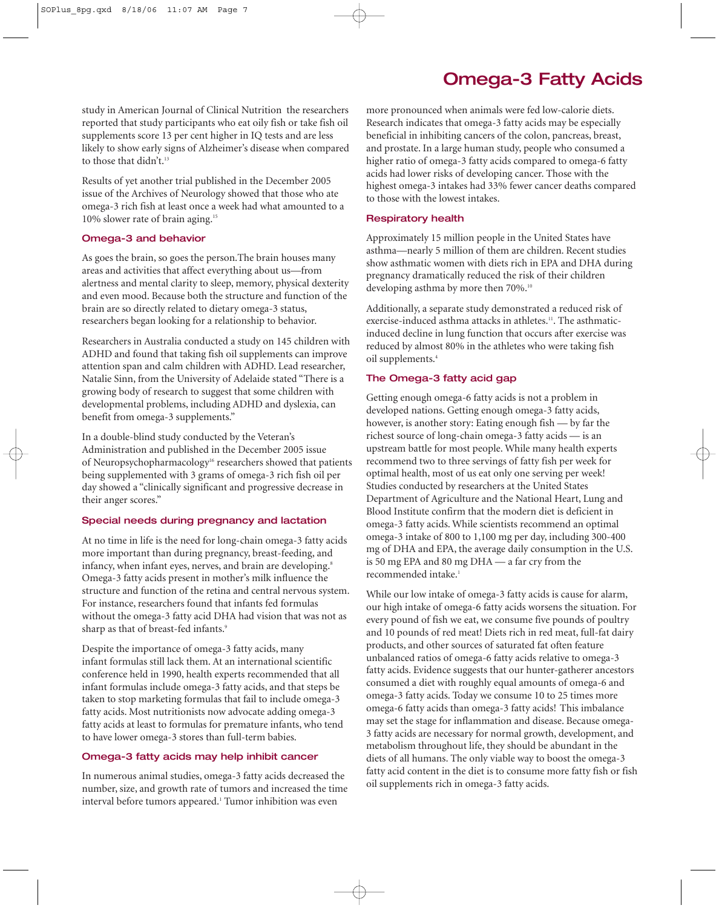# Omega-3 Fatty Acids

study in American Journal of Clinical Nutrition the researchers reported that study participants who eat oily fish or take fish oil supplements score 13 per cent higher in IQ tests and are less likely to show early signs of Alzheimer's disease when compared to those that didn't.[13]

Results of yet another trial published in the December 2005 issue of the Archives of Neurology showed that those who ate omega-3 rich fish at least once a week had what amounted to a 10% slower rate of brain aging.[15]

### Omega-3 and behavior

As goes the brain, so goes the person.The brain houses many areas and activities that affect everything about us—from alertness and mental clarity to sleep, memory, physical dexterity and even mood. Because both the structure and function of the brain are so directly related to dietary omega-3 status, researchers began looking for a relationship to behavior.

Researchers in Australia conducted a study on 145 children with ADHD and found that taking fish oil supplements can improve attention span and calm children with ADHD. Lead researcher, Natalie Sinn, from the University of Adelaide stated "There is a growing body of research to suggest that some children with developmental problems, including ADHD and dyslexia, can benefit from omega-3 supplements."

In a double-blind study conducted by the Veteran's Administration and published in the December 2005 issue of Neuropsychopharmacology[16] researchers showed that patients being supplemented with 3 grams of omega-3 rich fish oil per day showed a "clinically significant and progressive decrease in their anger scores."

### Special needs during pregnancy and lactation

At no time in life is the need for long-chain omega-3 fatty acids more important than during pregnancy, breast-feeding, and infancy, when infant eyes, nerves, and brain are developing.[8] Omega-3 fatty acids present in mother's milk influence the structure and function of the retina and central nervous system. For instance, researchers found that infants fed formulas without the omega-3 fatty acid DHA had vision that was not as sharp as that of breast-fed infants.[9]

Despite the importance of omega-3 fatty acids, many infant formulas still lack them. At an international scientific conference held in 1990, health experts recommended that all infant formulas include omega-3 fatty acids, and that steps be taken to stop marketing formulas that fail to include omega-3 fatty acids. Most nutritionists now advocate adding omega-3 fatty acids at least to formulas for premature infants, who tend to have lower omega-3 stores than full-term babies.

### Omega-3 fatty acids may help inhibit cancer

In numerous animal studies, omega-3 fatty acids decreased the number, size, and growth rate of tumors and increased the time interval before tumors appeared.[1] Tumor inhibition was even more pronounced when animals were fed low-calorie diets. Research indicates that omega-3 fatty acids may be especially beneficial in inhibiting cancers of the colon, pancreas, breast, and prostate. In a large human study, people who consumed a higher ratio of omega-3 fatty acids compared to omega-6 fatty acids had lower risks of developing cancer. Those with the highest omega-3 intakes had 33% fewer cancer deaths compared to those with the lowest intakes.

### Respiratory health

Approximately 15 million people in the United States have asthma—nearly 5 million of them are children. Recent studies show asthmatic women with diets rich in EPA and DHA during pregnancy dramatically reduced the risk of their children developing asthma by more then 70%.[10]

Additionally, a separate study demonstrated a reduced risk of exercise-induced asthma attacks in athletes.[11]. The asthmatic-induced decline in lung function that occurs after exercise was reduced by almost 80% in the athletes who were taking fish oil supplements.[4]

### The Omega-3 fatty acid gap

Getting enough omega-6 fatty acids is not a problem in developed nations. Getting enough omega-3 fatty acids, however, is another story: Eating enough fish — by far the richest source of long-chain omega-3 fatty acids — is an upstream battle for most people. While many health experts recommend two to three servings of fatty fish per week for optimal health, most of us eat only one serving per week! Studies conducted by researchers at the United States Department of Agriculture and the National Heart, Lung and Blood Institute confirm that the modern diet is deficient in omega-3 fatty acids. While scientists recommend an optimal omega-3 intake of 800 to 1,100 mg per day, including 300-400 mg of DHA and EPA, the average daily consumption in the U.S. is 50 mg EPA and 80 mg DHA — a far cry from the recommended intake.[1]

While our low intake of omega-3 fatty acids is cause for alarm, our high intake of omega-6 fatty acids worsens the situation. For every pound of fish we eat, we consume five pounds of poultry and 10 pounds of red meat! Diets rich in red meat, full-fat dairy products, and other sources of saturated fat often feature unbalanced ratios of omega-6 fatty acids relative to omega-3 fatty acids. Evidence suggests that our hunter-gatherer ancestors consumed a diet with roughly equal amounts of omega-6 and omega-3 fatty acids. Today we consume 10 to 25 times more omega-6 fatty acids than omega-3 fatty acids! This imbalance may set the stage for inflammation and disease. Because omega-3 fatty acids are necessary for normal growth, development, and metabolism throughout life, they should be abundant in the diets of all humans. The only viable way to boost the omega-3 fatty acid content in the diet is to consume more fatty fish or fish oil supplements rich in omega-3 fatty acids.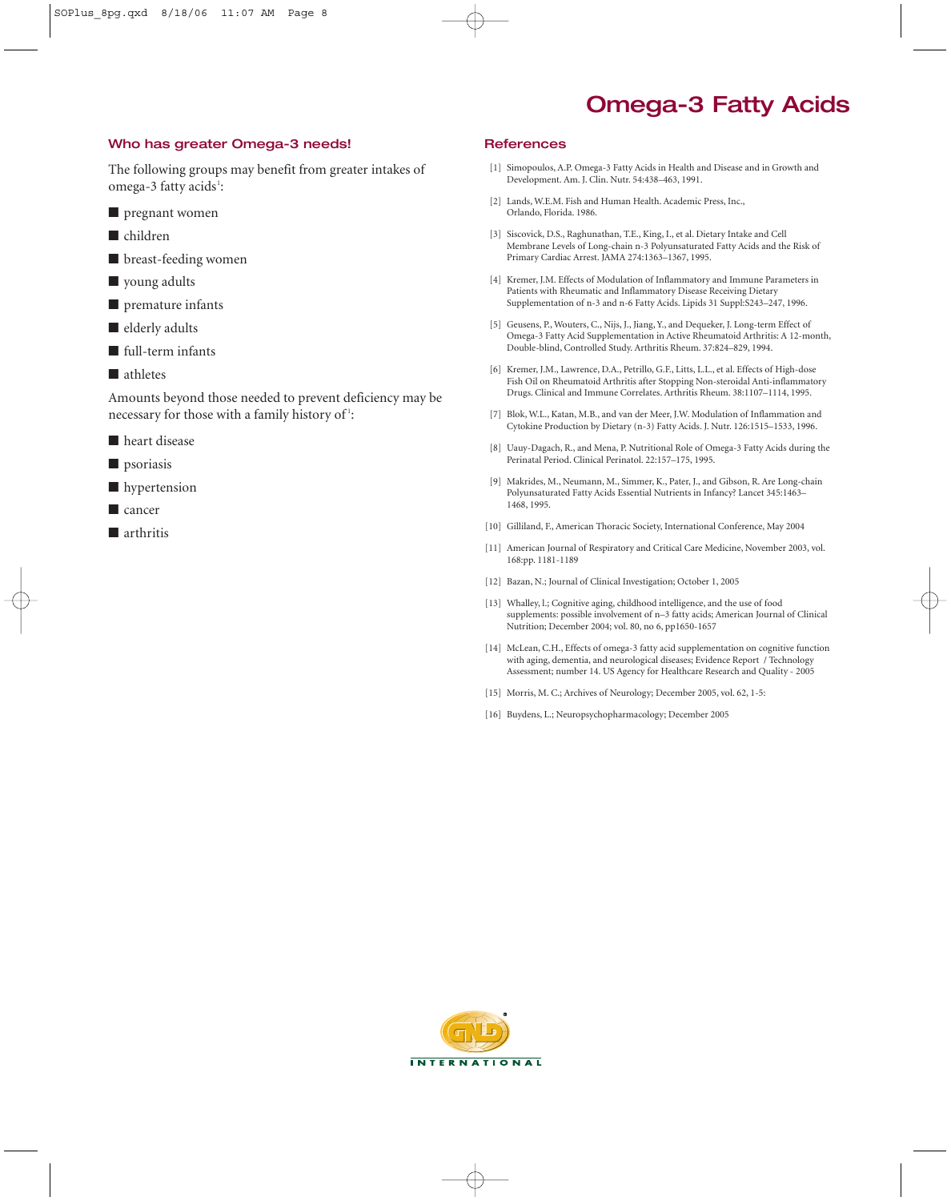# Omega-3 Fatty Acids

## Who has greater Omega-3 needs!

The following groups may benefit from greater intakes of omega-3 fatty acids[1]:

- pregnant women
- children
- breast-feeding women
- young adults
- premature infants
- elderly adults
- full-term infants
- athletes

Amounts beyond those needed to prevent deficiency may be necessary for those with a family history of[1]:

- heart disease
- psoriasis
- hypertension
- cancer
- arthritis

## References

[1] Simopoulos, A.P. Omega-3 Fatty Acids in Health and Disease and in Growth and Development. Am. J. Clin. Nutr. 54:438–463, 1991.

[2] Lands, W.E.M. Fish and Human Health. Academic Press, Inc., Orlando, Florida. 1986.

[3] Siscovick, D.S., Raghunathan, T.E., King, I., et al. Dietary Intake and Cell Membrane Levels of Long-chain n-3 Polyunsaturated Fatty Acids and the Risk of Primary Cardiac Arrest. JAMA 274:1363–1367, 1995.

[4] Kremer, J.M. Effects of Modulation of Inflammatory and Immune Parameters in Patients with Rheumatic and Inflammatory Disease Receiving Dietary Supplementation of n-3 and n-6 Fatty Acids. Lipids 31 Suppl:S243–247, 1996.

[5] Geusens, P., Wouters, C., Nijs, J., Jiang, Y., and Dequeker, J. Long-term Effect of Omega-3 Fatty Acid Supplementation in Active Rheumatoid Arthritis: A 12-month, Double-blind, Controlled Study. Arthritis Rheum. 37:824–829, 1994.

[6] Kremer, J.M., Lawrence, D.A., Petrillo, G.F., Litts, L.L., et al. Effects of High-dose Fish Oil on Rheumatoid Arthritis after Stopping Non-steroidal Anti-inflammatory Drugs. Clinical and Immune Correlates. Arthritis Rheum. 38:1107–1114, 1995.

[7] Blok, W.L., Katan, M.B., and van der Meer, J.W. Modulation of Inflammation and Cytokine Production by Dietary (n-3) Fatty Acids. J. Nutr. 126:1515–1533, 1996.

[8] Uauy-Dagach, R., and Mena, P. Nutritional Role of Omega-3 Fatty Acids during the Perinatal Period. Clinical Perinatol. 22:157–175, 1995.

[9] Makrides, M., Neumann, M., Simmer, K., Pater, J., and Gibson, R. Are Long-chain Polyunsaturated Fatty Acids Essential Nutrients in Infancy? Lancet 345:1463–1468, 1995.

[10] Gilliland, F., American Thoracic Society, International Conference, May 2004

[11] American Journal of Respiratory and Critical Care Medicine, November 2003, vol. 168:pp. 1181-1189

[12] Bazan, N.; Journal of Clinical Investigation; October 1, 2005

[13] Whalley, l.; Cognitive aging, childhood intelligence, and the use of food supplements: possible involvement of n–3 fatty acids; American Journal of Clinical Nutrition; December 2004; vol. 80, no 6, pp1650-1657

[14] McLean, C.H., Effects of omega-3 fatty acid supplementation on cognitive function with aging, dementia, and neurological diseases; Evidence Report / Technology Assessment; number 14. US Agency for Healthcare Research and Quality - 2005

[15] Morris, M. C.; Archives of Neurology; December 2005, vol. 62, 1-5:

[16] Buydens, L.; Neuropsychopharmacology; December 2005

GNLD INTERNATIONAL